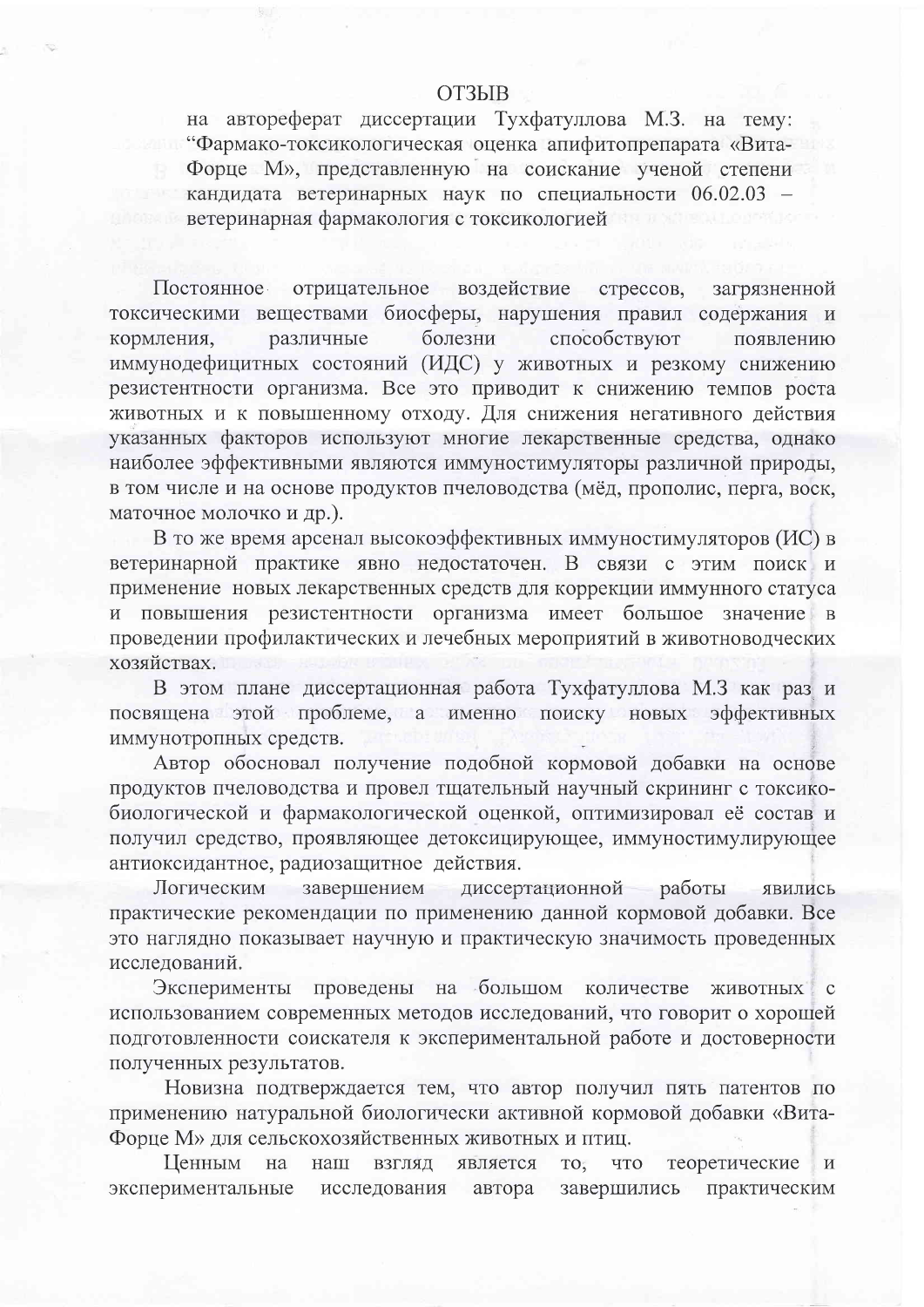# ОТЗЫВ

на автореферат диссертации Тухфатуллова М.З. на тему: “Фармако-токсикологическая оценка апифитопрепарата «Вита-Форце М», представленную на соискание ученой степени кандидата ветеринарных наук по специальности 06.02.03 – ветеринарная фармакология с токсикологией

Постоянное отрицательное воздействие стрессов, загрязненной токсическими веществами биосферы, нарушения правил содержания и кормления, различные болезни способствуют появлению иммунодефицитных состояний (ИДС) у животных и резкому снижению резистентности организма. Все это приводит к снижению темпов роста животных и к повышенному отходу. Для снижения негативного действия указанных факторов используют многие лекарственные средства, однако наиболее эффективными являются иммуностимуляторы различной природы, в том числе и на основе продуктов пчеловодства (мёд, прополис, перга, воск, маточное молочко и др.).

В то же время арсенал высокоэффективных иммуностимуляторов (ИС) в ветеринарной практике явно недостаточен. В связи с этим поиск и применение новых лекарственных средств для коррекции иммунного статуса и повышения резистентности организма имеет большое значение в проведении профилактических и лечебных мероприятий в животноводческих хозяйствах.

В этом плане диссертационная работа Тухфатуллова М.З как раз и посвящена этой проблеме, а именно поиску новых эффективных иммунотропных средств.

Автор обосновал получение подобной кормовой добавки на основе продуктов пчеловодства и провел тщательный научный скрининг с токсико-биологической и фармакологической оценкой, оптимизировал её состав и получил средство, проявляющее детоксицирующее, иммуностимулирующее антиоксидантное, радиозащитное действия.

Логическим завершением диссертационной работы явились практические рекомендации по применению данной кормовой добавки. Все это наглядно показывает научную и практическую значимость проведенных исследований.

Эксперименты проведены на большом количестве животных с использованием современных методов исследований, что говорит о хорошей подготовленности соискателя к экспериментальной работе и достоверности полученных результатов.

Новизна подтверждается тем, что автор получил пять патентов по применению натуральной биологически активной кормовой добавки «Вита-Форце М» для сельскохозяйственных животных и птиц.

Ценным на наш взгляд является то, что теоретические и экспериментальные исследования автора завершились практическим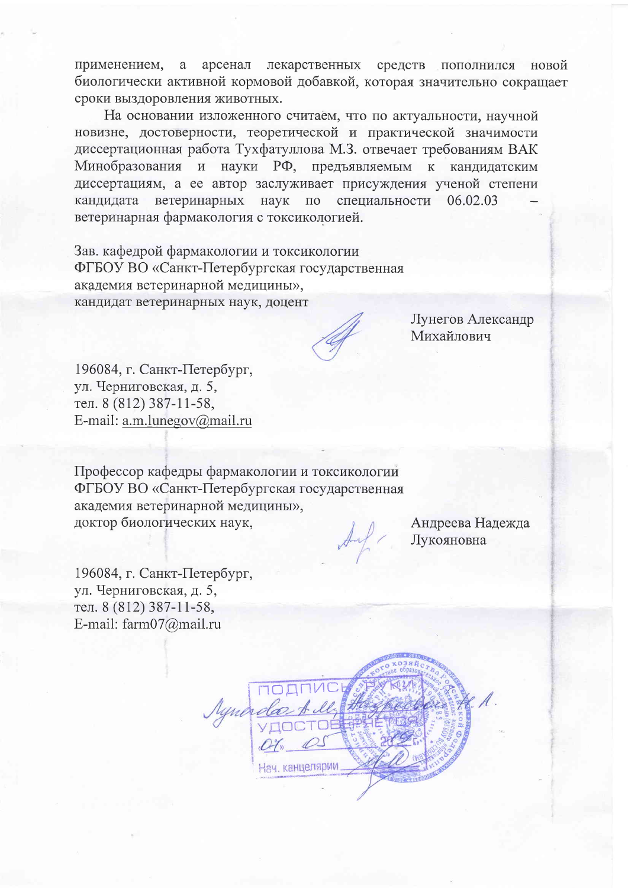применением, а арсенал лекарственных средств пополнился новой биологически активной кормовой добавкой, которая значительно сокращает сроки выздоровления животных.

На основании изложенного считаем, что по актуальности, научной новизне, достоверности, теоретической и практической значимости диссертационная работа Тухфатуллова М.З. отвечает требованиям ВАК Минобразования и науки РФ, предъявляемым к кандидатским диссертациям, а ее автор заслуживает присуждения ученой степени кандидата ветеринарных наук по специальности 06.02.03 – ветеринарная фармакология с токсикологией.

Зав. кафедрой фармакологии и токсикологии
ФГБОУ ВО «Санкт-Петербургская государственная академия ветеринарной медицины»,
кандидат ветеринарных наук, доцент

Лунегов Александр Михайлович

196084, г. Санкт-Петербург,
ул. Черниговская, д. 5,
тел. 8 (812) 387-11-58,
E-mail: a.m.lunegov@mail.ru

Профессор кафедры фармакологии и токсикологии
ФГБОУ ВО «Санкт-Петербургская государственная академия ветеринарной медицины»,
доктор биологических наук,

Андреева Надежда Лукояновна

196084, г. Санкт-Петербург,
ул. Черниговская, д. 5,
тел. 8 (812) 387-11-58,
E-mail: farm07@mail.ru

ПОДПИСЬ Лунегова А.М., Андреевой Н.Л.
УДОСТОВЕРЯЕТСЯ
07 05 20__
Нач. канцелярии